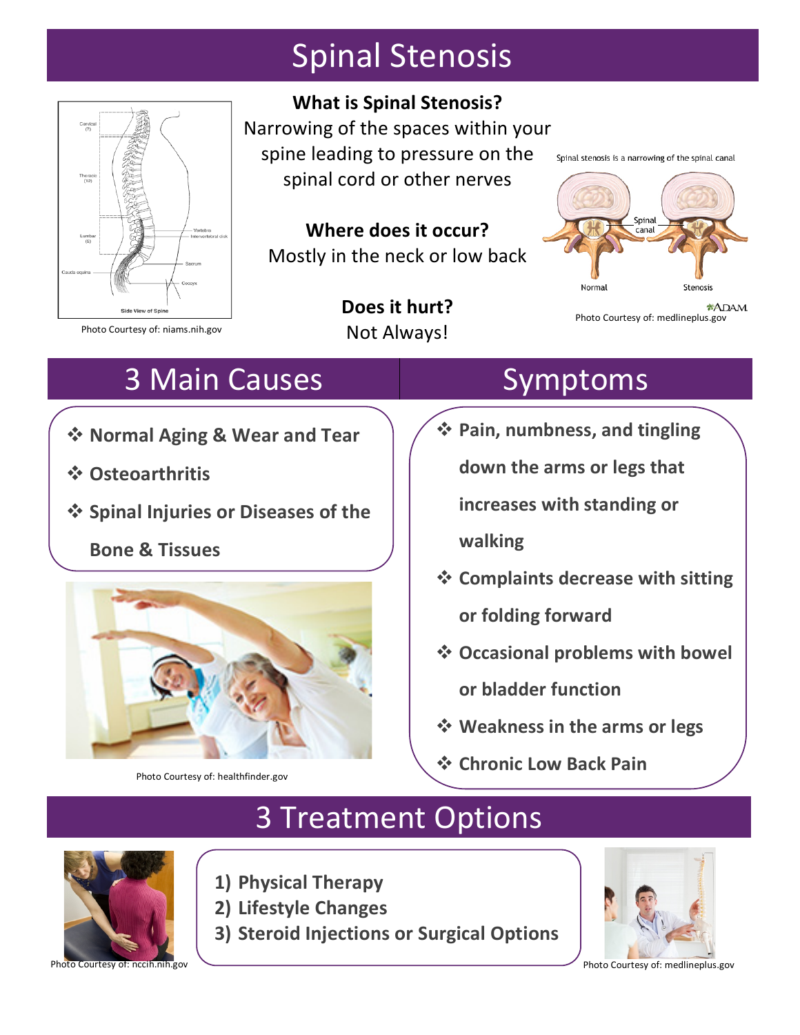# Spinal Stenosis

Photo Courtesy of: niams.nih.gov

**What is Spinal Stenosis?**
Narrowing of the spaces within your spine leading to pressure on the spinal cord or other nerves

**Where does it occur?**
Mostly in the neck or low back

**Does it hurt?**
Not Always!

Photo Courtesy of: medlineplus.gov

## 3 Main Causes

- **Normal Aging & Wear and Tear**
- **Osteoarthritis**
- **Spinal Injuries or Diseases of the Bone & Tissues**

Photo Courtesy of: healthfinder.gov

## Symptoms

- **Pain, numbness, and tingling down the arms or legs that increases with standing or walking**
- **Complaints decrease with sitting or folding forward**
- **Occasional problems with bowel or bladder function**
- **Weakness in the arms or legs**
- **Chronic Low Back Pain**

## 3 Treatment Options

1) **Physical Therapy**
2) **Lifestyle Changes**
3) **Steroid Injections or Surgical Options**

Photo Courtesy of: nccih.nih.gov

Photo Courtesy of: medlineplus.gov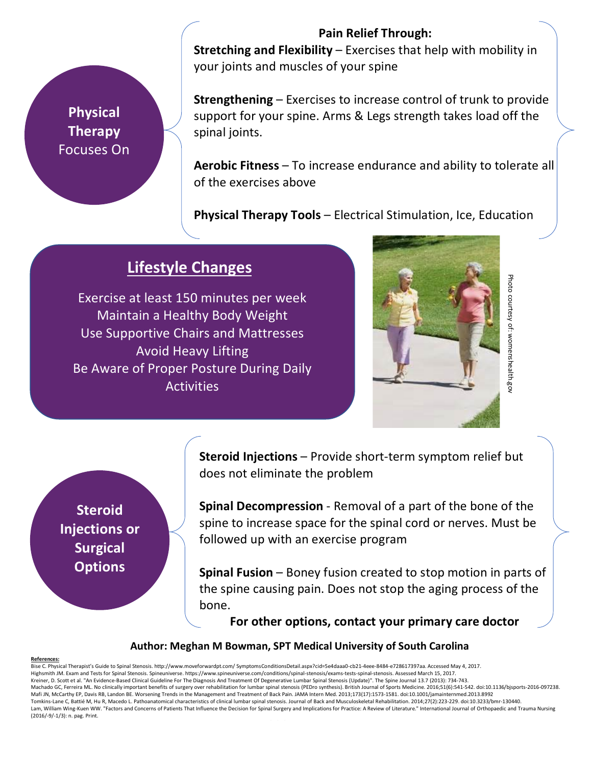**Physical Therapy** Focuses On

**Pain Relief Through:**

**Stretching and Flexibility** – Exercises that help with mobility in your joints and muscles of your spine

**Strengthening** – Exercises to increase control of trunk to provide support for your spine. Arms & Legs strength takes load off the spinal joints.

**Aerobic Fitness** – To increase endurance and ability to tolerate all of the exercises above

**Physical Therapy Tools** – Electrical Stimulation, Ice, Education

## Lifestyle Changes

Exercise at least 150 minutes per week
Maintain a Healthy Body Weight
Use Supportive Chairs and Mattresses
Avoid Heavy Lifting
Be Aware of Proper Posture During Daily Activities

Photo courtesy of: womenshealth.gov

**Steroid Injections or Surgical Options**

**Steroid Injections** – Provide short-term symptom relief but does not eliminate the problem

**Spinal Decompression** - Removal of a part of the bone of the spine to increase space for the spinal cord or nerves. Must be followed up with an exercise program

**Spinal Fusion** – Boney fusion created to stop motion in parts of the spine causing pain. Does not stop the aging process of the bone.

**For other options, contact your primary care doctor**

**Author: Meghan M Bowman, SPT Medical University of South Carolina**

**References:**

Bise C. Physical Therapist's Guide to Spinal Stenosis. http://www.moveforwardpt.com/ SymptomsConditionsDetail.aspx?cid=5e4daaa0-cb21-4eee-8484-e728617397aa. Accessed May 4, 2017.
Highsmith JM. Exam and Tests for Spinal Stenosis. Spineuniverse. https://www.spineuniverse.com/conditions/spinal-stenosis/exams-tests-spinal-stenosis. Assessed March 15, 2017.
Kreiner, D. Scott et al. "An Evidence-Based Clinical Guideline For The Diagnosis And Treatment Of Degenerative Lumbar Spinal Stenosis (Update)". The Spine Journal 13.7 (2013): 734-743.
Machado GC, Ferreira ML. No clinically important benefits of surgery over rehabilitation for lumbar spinal stenosis (PEDro synthesis). British Journal of Sports Medicine. 2016;51(6):541-542. doi:10.1136/bjsports-2016-097238.
Mafi JN, McCarthy EP, Davis RB, Landon BE. Worsening Trends in the Management and Treatment of Back Pain. JAMA Intern Med. 2013;173(17):1573-1581. doi:10.1001/jamainternmed.2013.8992
Tomkins-Lane C, Battié M, Hu R, Macedo L. Pathoanatomical characteristics of clinical lumbar spinal stenosis. Journal of Back and Musculoskeletal Rehabilitation. 2014;27(2):223-229. doi:10.3233/bmr-130440.
Lam, William Wing-Kuen WW. "Factors and Concerns of Patients That Influence the Decision for Spinal Surgery and Implications for Practice: A Review of Literature." International Journal of Orthopaedic and Trauma Nursing (2016/-9/-1/3): n. pag. Print.